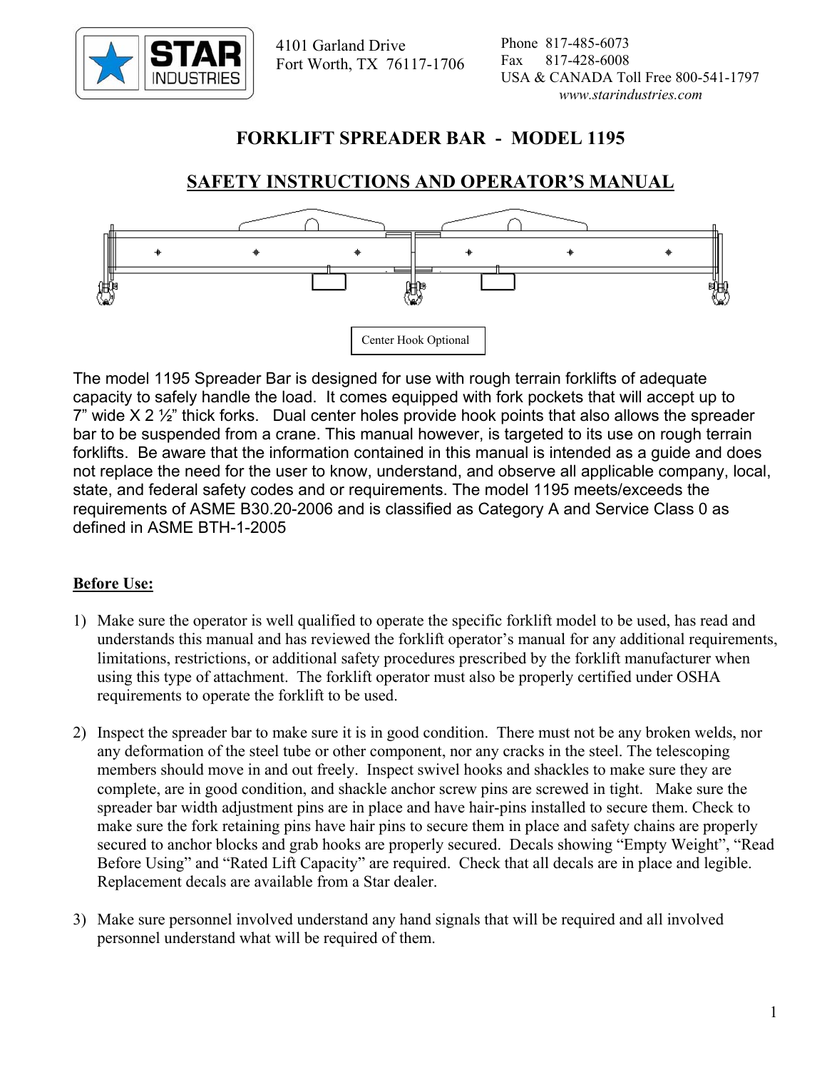STAR INDUSTRIES

4101 Garland Drive
Fort Worth, TX 76117-1706

Phone 817-485-6073
Fax 817-428-6008
USA & CANADA Toll Free 800-541-1797
www.starindustries.com

# FORKLIFT SPREADER BAR - MODEL 1195

## SAFETY INSTRUCTIONS AND OPERATOR'S MANUAL

Center Hook Optional

The model 1195 Spreader Bar is designed for use with rough terrain forklifts of adequate capacity to safely handle the load. It comes equipped with fork pockets that will accept up to 7" wide X 2 ½" thick forks. Dual center holes provide hook points that also allows the spreader bar to be suspended from a crane. This manual however, is targeted to its use on rough terrain forklifts. Be aware that the information contained in this manual is intended as a guide and does not replace the need for the user to know, understand, and observe all applicable company, local, state, and federal safety codes and or requirements. The model 1195 meets/exceeds the requirements of ASME B30.20-2006 and is classified as Category A and Service Class 0 as defined in ASME BTH-1-2005

**Before Use:**

1) Make sure the operator is well qualified to operate the specific forklift model to be used, has read and understands this manual and has reviewed the forklift operator's manual for any additional requirements, limitations, restrictions, or additional safety procedures prescribed by the forklift manufacturer when using this type of attachment. The forklift operator must also be properly certified under OSHA requirements to operate the forklift to be used.

2) Inspect the spreader bar to make sure it is in good condition. There must not be any broken welds, nor any deformation of the steel tube or other component, nor any cracks in the steel. The telescoping members should move in and out freely. Inspect swivel hooks and shackles to make sure they are complete, are in good condition, and shackle anchor screw pins are screwed in tight. Make sure the spreader bar width adjustment pins are in place and have hair-pins installed to secure them. Check to make sure the fork retaining pins have hair pins to secure them in place and safety chains are properly secured to anchor blocks and grab hooks are properly secured. Decals showing "Empty Weight", "Read Before Using" and "Rated Lift Capacity" are required. Check that all decals are in place and legible. Replacement decals are available from a Star dealer.

3) Make sure personnel involved understand any hand signals that will be required and all involved personnel understand what will be required of them.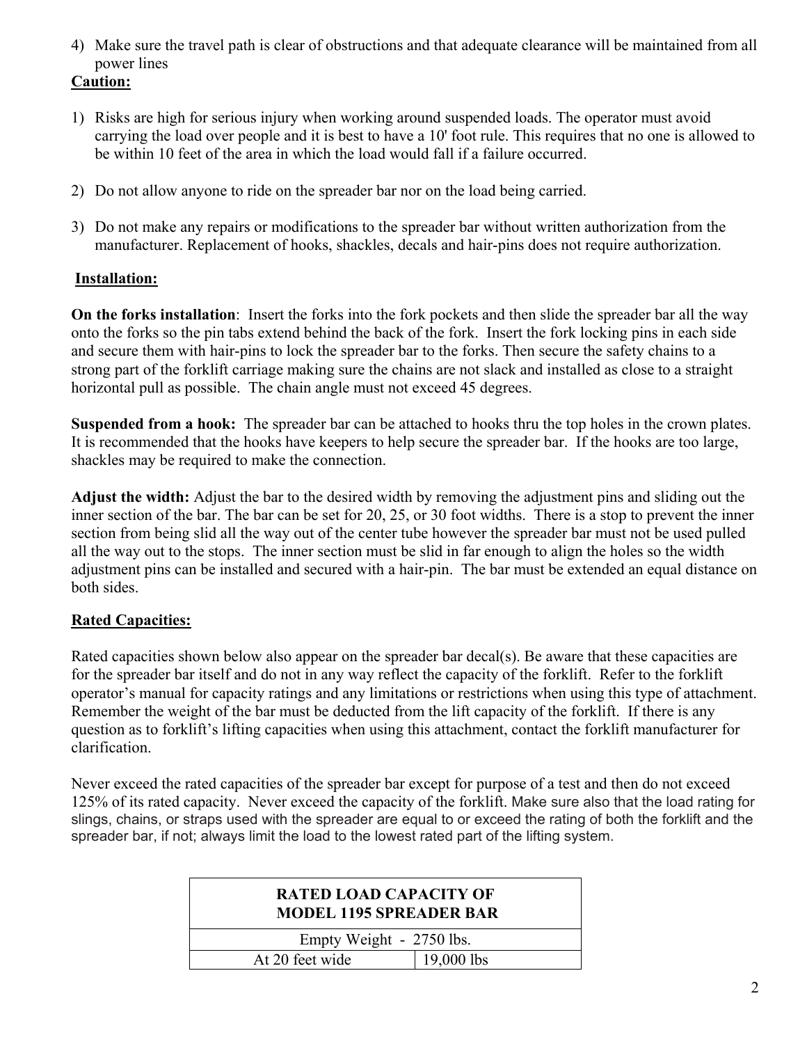4) Make sure the travel path is clear of obstructions and that adequate clearance will be maintained from all power lines

**Caution:**

1) Risks are high for serious injury when working around suspended loads. The operator must avoid carrying the load over people and it is best to have a 10' foot rule. This requires that no one is allowed to be within 10 feet of the area in which the load would fall if a failure occurred.

2) Do not allow anyone to ride on the spreader bar nor on the load being carried.

3) Do not make any repairs or modifications to the spreader bar without written authorization from the manufacturer. Replacement of hooks, shackles, decals and hair-pins does not require authorization.

## Installation:

**On the forks installation**: Insert the forks into the fork pockets and then slide the spreader bar all the way onto the forks so the pin tabs extend behind the back of the fork. Insert the fork locking pins in each side and secure them with hair-pins to lock the spreader bar to the forks. Then secure the safety chains to a strong part of the forklift carriage making sure the chains are not slack and installed as close to a straight horizontal pull as possible. The chain angle must not exceed 45 degrees.

**Suspended from a hook:** The spreader bar can be attached to hooks thru the top holes in the crown plates. It is recommended that the hooks have keepers to help secure the spreader bar. If the hooks are too large, shackles may be required to make the connection.

**Adjust the width:** Adjust the bar to the desired width by removing the adjustment pins and sliding out the inner section of the bar. The bar can be set for 20, 25, or 30 foot widths. There is a stop to prevent the inner section from being slid all the way out of the center tube however the spreader bar must not be used pulled all the way out to the stops. The inner section must be slid in far enough to align the holes so the width adjustment pins can be installed and secured with a hair-pin. The bar must be extended an equal distance on both sides.

## Rated Capacities:

Rated capacities shown below also appear on the spreader bar decal(s). Be aware that these capacities are for the spreader bar itself and do not in any way reflect the capacity of the forklift. Refer to the forklift operator's manual for capacity ratings and any limitations or restrictions when using this type of attachment. Remember the weight of the bar must be deducted from the lift capacity of the forklift. If there is any question as to forklift's lifting capacities when using this attachment, contact the forklift manufacturer for clarification.

Never exceed the rated capacities of the spreader bar except for purpose of a test and then do not exceed 125% of its rated capacity. Never exceed the capacity of the forklift. Make sure also that the load rating for slings, chains, or straps used with the spreader are equal to or exceed the rating of both the forklift and the spreader bar, if not; always limit the load to the lowest rated part of the lifting system.

| **RATED LOAD CAPACITY OF MODEL 1195 SPREADER BAR** | |
|---|---|
| Empty Weight - 2750 lbs. | |
| At 20 feet wide | 19,000 lbs |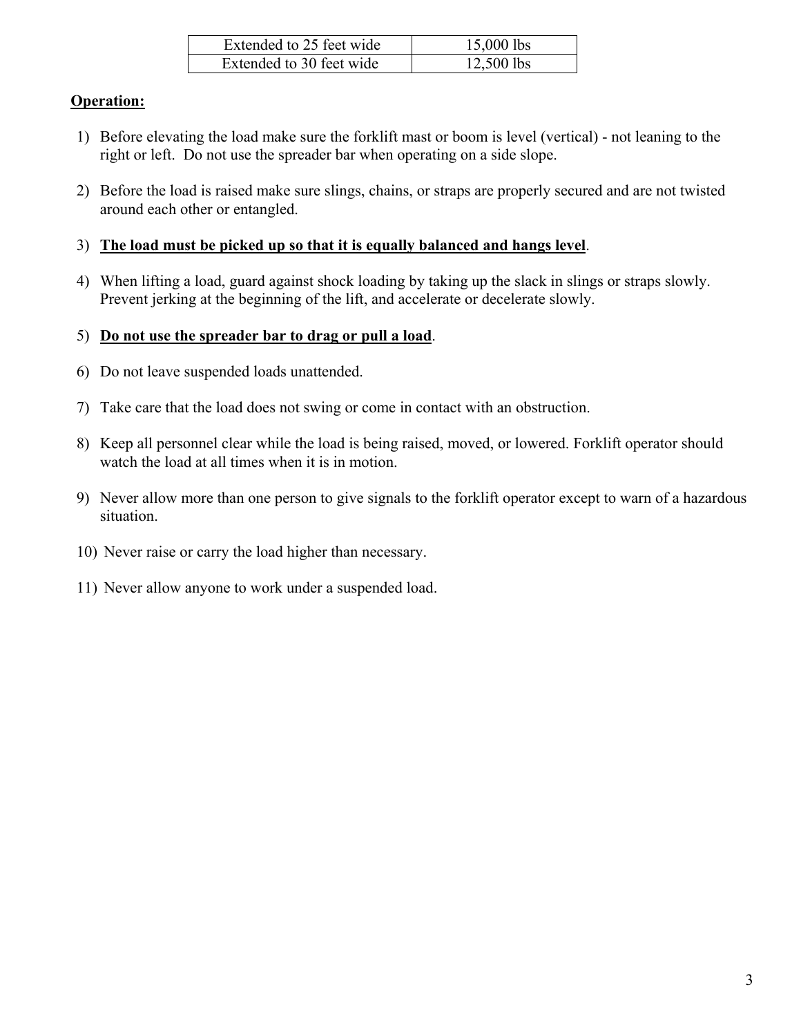| | |
|---|---|
| Extended to 25 feet wide | 15,000 lbs |
| Extended to 30 feet wide | 12,500 lbs |

**Operation:**

1) Before elevating the load make sure the forklift mast or boom is level (vertical) - not leaning to the right or left. Do not use the spreader bar when operating on a side slope.

2) Before the load is raised make sure slings, chains, or straps are properly secured and are not twisted around each other or entangled.

3) **The load must be picked up so that it is equally balanced and hangs level**.

4) When lifting a load, guard against shock loading by taking up the slack in slings or straps slowly. Prevent jerking at the beginning of the lift, and accelerate or decelerate slowly.

5) **Do not use the spreader bar to drag or pull a load**.

6) Do not leave suspended loads unattended.

7) Take care that the load does not swing or come in contact with an obstruction.

8) Keep all personnel clear while the load is being raised, moved, or lowered. Forklift operator should watch the load at all times when it is in motion.

9) Never allow more than one person to give signals to the forklift operator except to warn of a hazardous situation.

10) Never raise or carry the load higher than necessary.

11) Never allow anyone to work under a suspended load.